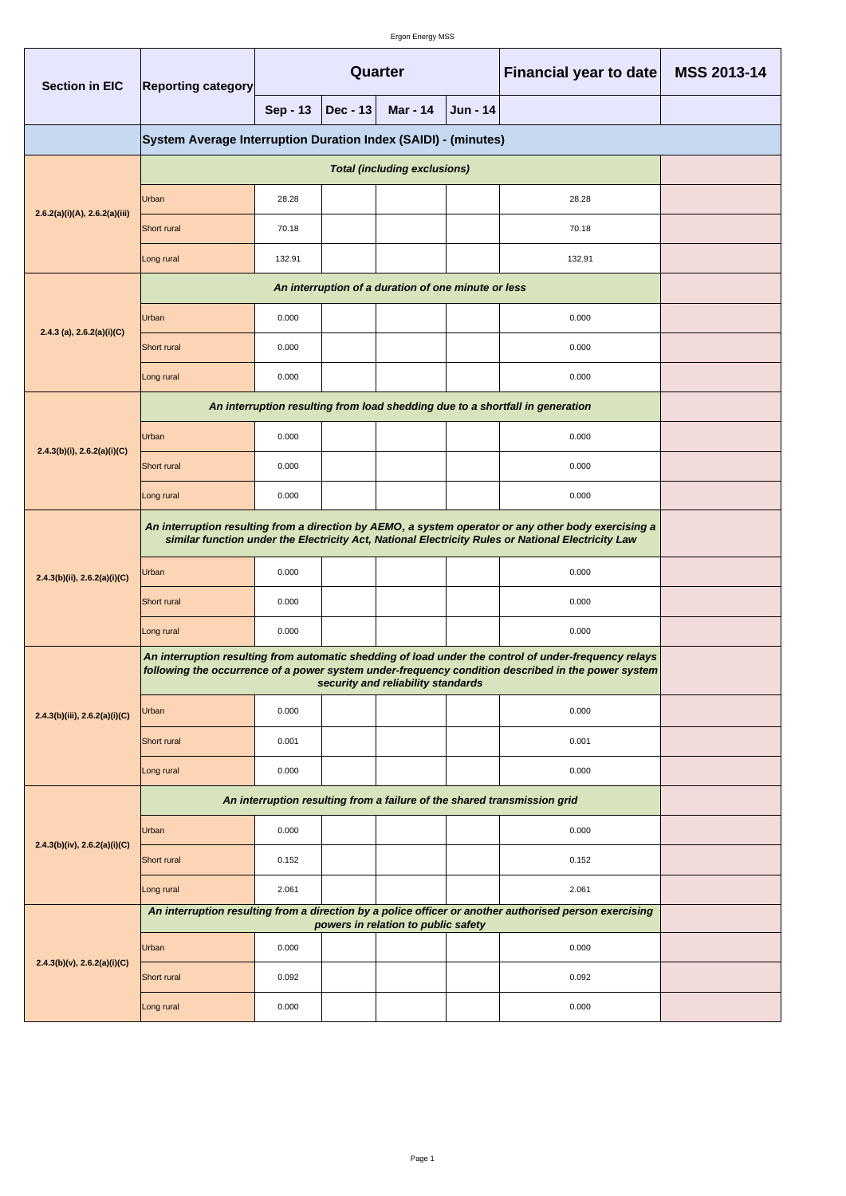| Section in EIC | Reporting category | Quarter | | | | Financial year to date | MSS 2013-14 |
|---|---|---|---|---|---|---|---|
| | | Sep - 13 | Dec - 13 | Mar - 14 | Jun - 14 | | |
| | **System Average Interruption Duration Index (SAIDI) - (minutes)** | | | | | | |
| 2.6.2(a)(i)(A), 2.6.2(a)(iii) | ***Total (including exclusions)*** | | | | | | |
| | Urban | 28.28 | | | | 28.28 | |
| | Short rural | 70.18 | | | | 70.18 | |
| | Long rural | 132.91 | | | | 132.91 | |
| 2.4.3 (a), 2.6.2(a)(i)(C) | ***An interruption of a duration of one minute or less*** | | | | | | |
| | Urban | 0.000 | | | | 0.000 | |
| | Short rural | 0.000 | | | | 0.000 | |
| | Long rural | 0.000 | | | | 0.000 | |
| 2.4.3(b)(i), 2.6.2(a)(i)(C) | ***An interruption resulting from load shedding due to a shortfall in generation*** | | | | | | |
| | Urban | 0.000 | | | | 0.000 | |
| | Short rural | 0.000 | | | | 0.000 | |
| | Long rural | 0.000 | | | | 0.000 | |
| 2.4.3(b)(ii), 2.6.2(a)(i)(C) | ***An interruption resulting from a direction by AEMO, a system operator or any other body exercising a similar function under the Electricity Act, National Electricity Rules or National Electricity Law*** | | | | | | |
| | Urban | 0.000 | | | | 0.000 | |
| | Short rural | 0.000 | | | | 0.000 | |
| | Long rural | 0.000 | | | | 0.000 | |
| 2.4.3(b)(iii), 2.6.2(a)(i)(C) | ***An interruption resulting from automatic shedding of load under the control of under-frequency relays following the occurrence of a power system under-frequency condition described in the power system security and reliability standards*** | | | | | | |
| | Urban | 0.000 | | | | 0.000 | |
| | Short rural | 0.001 | | | | 0.001 | |
| | Long rural | 0.000 | | | | 0.000 | |
| 2.4.3(b)(iv), 2.6.2(a)(i)(C) | ***An interruption resulting from a failure of the shared transmission grid*** | | | | | | |
| | Urban | 0.000 | | | | 0.000 | |
| | Short rural | 0.152 | | | | 0.152 | |
| | Long rural | 2.061 | | | | 2.061 | |
| 2.4.3(b)(v), 2.6.2(a)(i)(C) | ***An interruption resulting from a direction by a police officer or another authorised person exercising powers in relation to public safety*** | | | | | | |
| | Urban | 0.000 | | | | 0.000 | |
| | Short rural | 0.092 | | | | 0.092 | |
| | Long rural | 0.000 | | | | 0.000 | |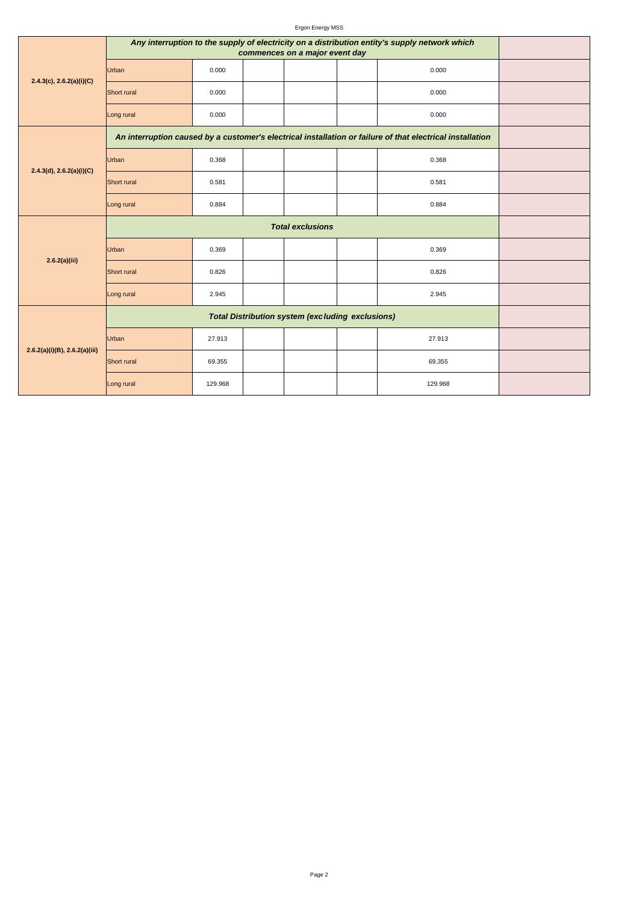| | | | | | | | |
|---|---|---|---|---|---|---|---|
| 2.4.3(c), 2.6.2(a)(i)(C) | ***Any interruption to the supply of electricity on a distribution entity's supply network which commences on a major event day*** | | | | | | |
| | Urban | 0.000 | | | | 0.000 | |
| | Short rural | 0.000 | | | | 0.000 | |
| | Long rural | 0.000 | | | | 0.000 | |
| 2.4.3(d), 2.6.2(a)(i)(C) | ***An interruption caused by a customer's electrical installation or failure of that electrical installation*** | | | | | | |
| | Urban | 0.368 | | | | 0.368 | |
| | Short rural | 0.581 | | | | 0.581 | |
| | Long rural | 0.884 | | | | 0.884 | |
| 2.6.2(a)(iii) | ***Total exclusions*** | | | | | | |
| | Urban | 0.369 | | | | 0.369 | |
| | Short rural | 0.826 | | | | 0.826 | |
| | Long rural | 2.945 | | | | 2.945 | |
| 2.6.2(a)(i)(B), 2.6.2(a)(iii) | ***Total Distribution system (excluding exclusions)*** | | | | | | |
| | Urban | 27.913 | | | | 27.913 | |
| | Short rural | 69.355 | | | | 69.355 | |
| | Long rural | 129.968 | | | | 129.968 | |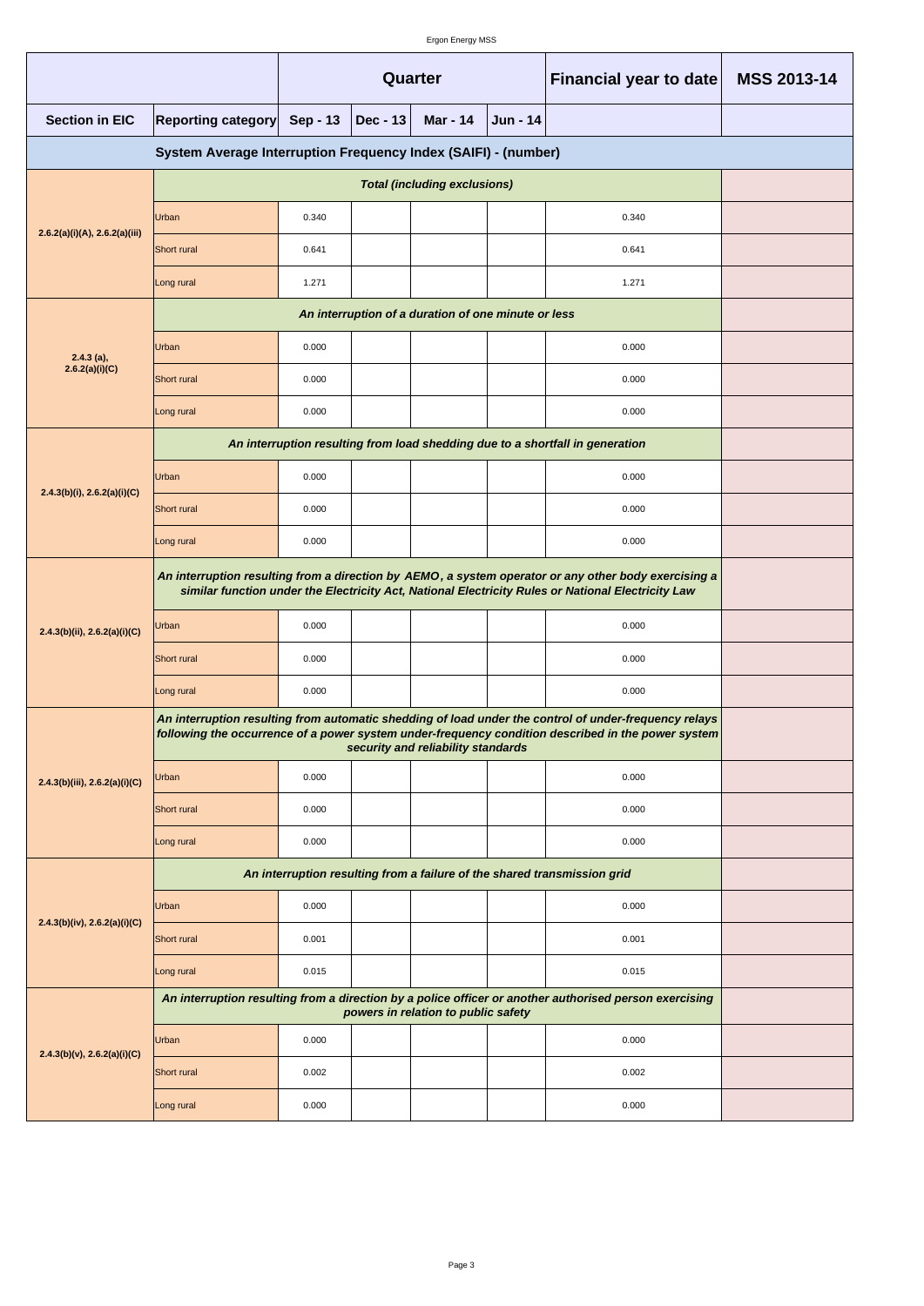| | | Quarter | | | | Financial year to date | MSS 2013-14 |
|---|---|---|---|---|---|---|---|
| **Section in EIC** | **Reporting category** | **Sep - 13** | **Dec - 13** | **Mar - 14** | **Jun - 14** | | |
| **System Average Interruption Frequency Index (SAIFI) - (number)** | | | | | | | |
| 2.6.2(a)(i)(A), 2.6.2(a)(iii) | ***Total (including exclusions)*** | | | | | | |
| | Urban | 0.340 | | | | 0.340 | |
| | Short rural | 0.641 | | | | 0.641 | |
| | Long rural | 1.271 | | | | 1.271 | |
| 2.4.3 (a), 2.6.2(a)(i)(C) | ***An interruption of a duration of one minute or less*** | | | | | | |
| | Urban | 0.000 | | | | 0.000 | |
| | Short rural | 0.000 | | | | 0.000 | |
| | Long rural | 0.000 | | | | 0.000 | |
| 2.4.3(b)(i), 2.6.2(a)(i)(C) | ***An interruption resulting from load shedding due to a shortfall in generation*** | | | | | | |
| | Urban | 0.000 | | | | 0.000 | |
| | Short rural | 0.000 | | | | 0.000 | |
| | Long rural | 0.000 | | | | 0.000 | |
| 2.4.3(b)(ii), 2.6.2(a)(i)(C) | ***An interruption resulting from a direction by AEMO, a system operator or any other body exercising a similar function under the Electricity Act, National Electricity Rules or National Electricity Law*** | | | | | | |
| | Urban | 0.000 | | | | 0.000 | |
| | Short rural | 0.000 | | | | 0.000 | |
| | Long rural | 0.000 | | | | 0.000 | |
| 2.4.3(b)(iii), 2.6.2(a)(i)(C) | ***An interruption resulting from automatic shedding of load under the control of under-frequency relays following the occurrence of a power system under-frequency condition described in the power system security and reliability standards*** | | | | | | |
| | Urban | 0.000 | | | | 0.000 | |
| | Short rural | 0.000 | | | | 0.000 | |
| | Long rural | 0.000 | | | | 0.000 | |
| 2.4.3(b)(iv), 2.6.2(a)(i)(C) | ***An interruption resulting from a failure of the shared transmission grid*** | | | | | | |
| | Urban | 0.000 | | | | 0.000 | |
| | Short rural | 0.001 | | | | 0.001 | |
| | Long rural | 0.015 | | | | 0.015 | |
| 2.4.3(b)(v), 2.6.2(a)(i)(C) | ***An interruption resulting from a direction by a police officer or another authorised person exercising powers in relation to public safety*** | | | | | | |
| | Urban | 0.000 | | | | 0.000 | |
| | Short rural | 0.002 | | | | 0.002 | |
| | Long rural | 0.000 | | | | 0.000 | |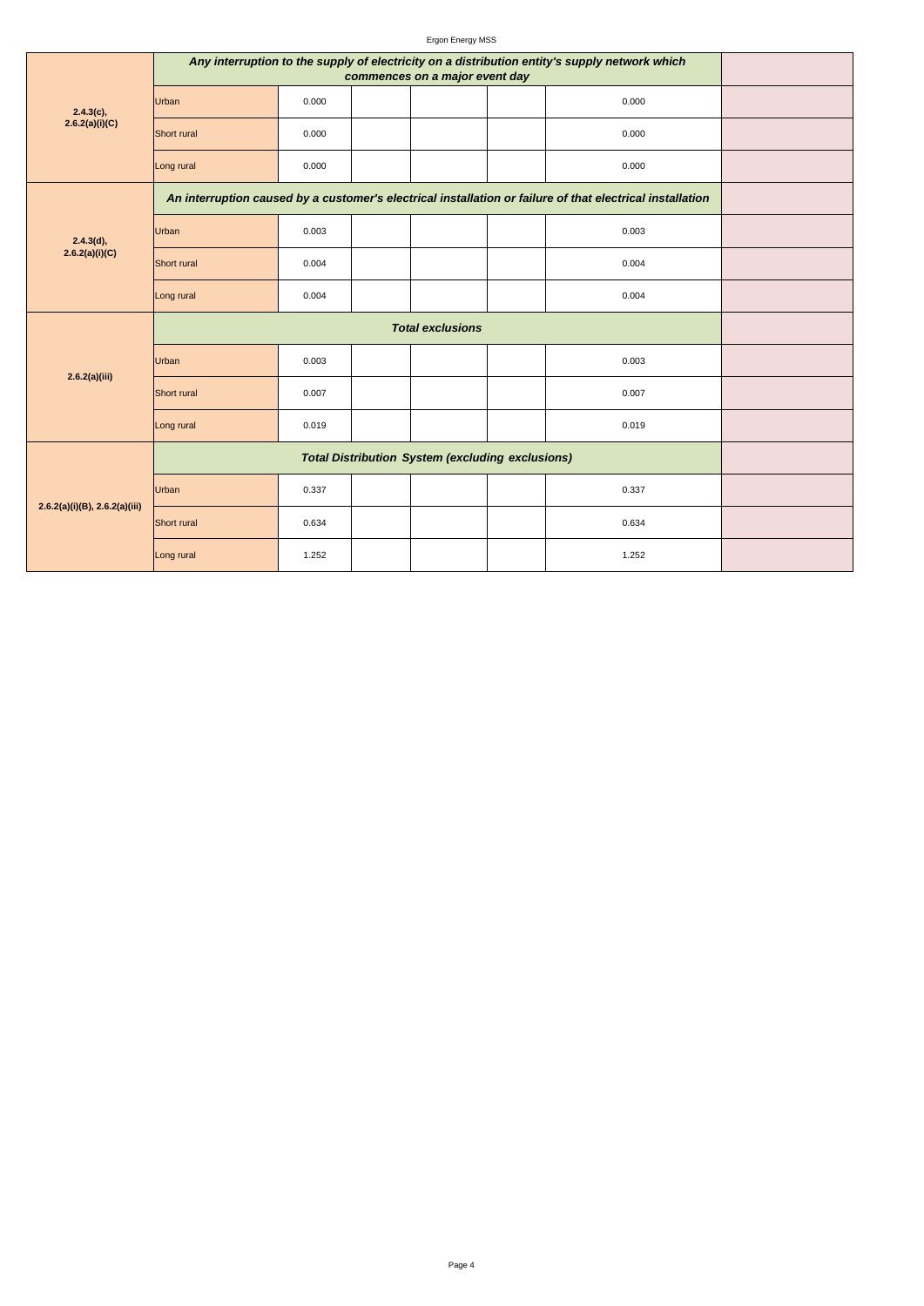| | | | | | | | |
|---|---|---|---|---|---|---|---|
| | ***Any interruption to the supply of electricity on a distribution entity's supply network which commences on a major event day*** | | | | | | |
| **2.4.3(c), 2.6.2(a)(i)(C)** | Urban | 0.000 | | | | 0.000 | |
| | Short rural | 0.000 | | | | 0.000 | |
| | Long rural | 0.000 | | | | 0.000 | |
| | ***An interruption caused by a customer's electrical installation or failure of that electrical installation*** | | | | | | |
| **2.4.3(d), 2.6.2(a)(i)(C)** | Urban | 0.003 | | | | 0.003 | |
| | Short rural | 0.004 | | | | 0.004 | |
| | Long rural | 0.004 | | | | 0.004 | |
| | ***Total exclusions*** | | | | | | |
| **2.6.2(a)(iii)** | Urban | 0.003 | | | | 0.003 | |
| | Short rural | 0.007 | | | | 0.007 | |
| | Long rural | 0.019 | | | | 0.019 | |
| | ***Total Distribution System (excluding exclusions)*** | | | | | | |
| **2.6.2(a)(i)(B), 2.6.2(a)(iii)** | Urban | 0.337 | | | | 0.337 | |
| | Short rural | 0.634 | | | | 0.634 | |
| | Long rural | 1.252 | | | | 1.252 | |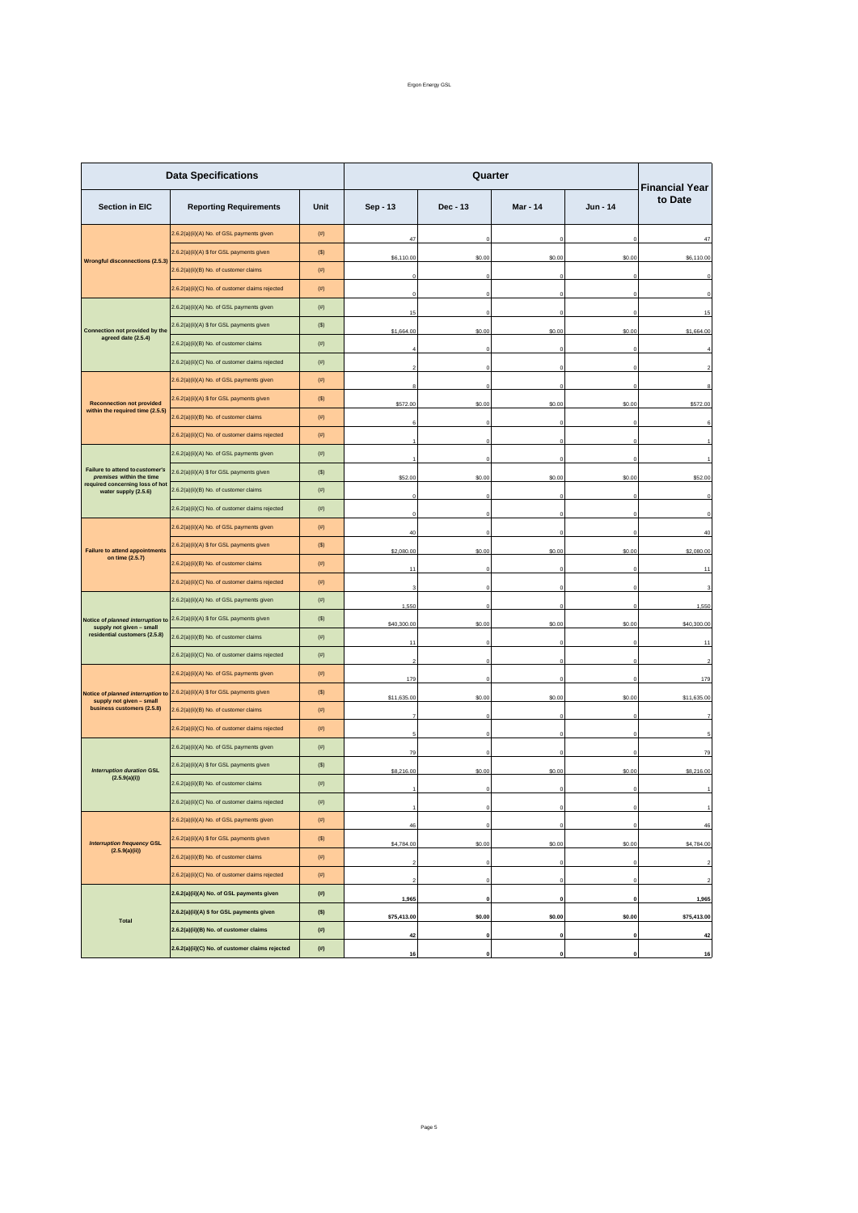Ergon Energy GSL

| Data Specifications | | | Quarter | | | | Financial Year to Date |
|---|---|---|---|---|---|---|---|
| **Section in EIC** | **Reporting Requirements** | **Unit** | **Sep - 13** | **Dec - 13** | **Mar - 14** | **Jun - 14** | |
| **Wrongful disconnections (2.5.3)** | 2.6.2(a)(ii)(A) No. of GSL payments given | (#) | 47 | 0 | 0 | 0 | 47 |
| | 2.6.2(a)(ii)(A) $ for GSL payments given | ($) | $6,110.00 | $0.00 | $0.00 | $0.00 | $6,110.00 |
| | 2.6.2(a)(ii)(B) No. of customer claims | (#) | 0 | 0 | 0 | 0 | 0 |
| | 2.6.2(a)(ii)(C) No. of customer claims rejected | (#) | 0 | 0 | 0 | 0 | 0 |
| **Connection not provided by the agreed date (2.5.4)** | 2.6.2(a)(ii)(A) No. of GSL payments given | (#) | 15 | 0 | 0 | 0 | 15 |
| | 2.6.2(a)(ii)(A) $ for GSL payments given | ($) | $1,664.00 | $0.00 | $0.00 | $0.00 | $1,664.00 |
| | 2.6.2(a)(ii)(B) No. of customer claims | (#) | 4 | 0 | 0 | 0 | 4 |
| | 2.6.2(a)(ii)(C) No. of customer claims rejected | (#) | 2 | 0 | 0 | 0 | 2 |
| **Reconnection not provided within the required time (2.5.5)** | 2.6.2(a)(ii)(A) No. of GSL payments given | (#) | 8 | 0 | 0 | 0 | 8 |
| | 2.6.2(a)(ii)(A) $ for GSL payments given | ($) | $572.00 | $0.00 | $0.00 | $0.00 | $572.00 |
| | 2.6.2(a)(ii)(B) No. of customer claims | (#) | 6 | 0 | 0 | 0 | 6 |
| | 2.6.2(a)(ii)(C) No. of customer claims rejected | (#) | 1 | 0 | 0 | 0 | 1 |
| **Failure to attend to *customer's premises* within the time required concerning loss of hot water supply (2.5.6)** | 2.6.2(a)(ii)(A) No. of GSL payments given | (#) | 1 | 0 | 0 | 0 | 1 |
| | 2.6.2(a)(ii)(A) $ for GSL payments given | ($) | $52.00 | $0.00 | $0.00 | $0.00 | $52.00 |
| | 2.6.2(a)(ii)(B) No. of customer claims | (#) | 0 | 0 | 0 | 0 | 0 |
| | 2.6.2(a)(ii)(C) No. of customer claims rejected | (#) | 0 | 0 | 0 | 0 | 0 |
| **Failure to attend appointments on time (2.5.7)** | 2.6.2(a)(ii)(A) No. of GSL payments given | (#) | 40 | 0 | 0 | 0 | 40 |
| | 2.6.2(a)(ii)(A) $ for GSL payments given | ($) | $2,080.00 | $0.00 | $0.00 | $0.00 | $2,080.00 |
| | 2.6.2(a)(ii)(B) No. of customer claims | (#) | 11 | 0 | 0 | 0 | 11 |
| | 2.6.2(a)(ii)(C) No. of customer claims rejected | (#) | 3 | 0 | 0 | 0 | 3 |
| **Notice of *planned interruption* to supply not given – small residential customers (2.5.8)** | 2.6.2(a)(ii)(A) No. of GSL payments given | (#) | 1,550 | 0 | 0 | 0 | 1,550 |
| | 2.6.2(a)(ii)(A) $ for GSL payments given | ($) | $40,300.00 | $0.00 | $0.00 | $0.00 | $40,300.00 |
| | 2.6.2(a)(ii)(B) No. of customer claims | (#) | 11 | 0 | 0 | 0 | 11 |
| | 2.6.2(a)(ii)(C) No. of customer claims rejected | (#) | 2 | 0 | 0 | 0 | 2 |
| **Notice of *planned interruption* to supply not given – small business customers (2.5.8)** | 2.6.2(a)(ii)(A) No. of GSL payments given | (#) | 179 | 0 | 0 | 0 | 179 |
| | 2.6.2(a)(ii)(A) $ for GSL payments given | ($) | $11,635.00 | $0.00 | $0.00 | $0.00 | $11,635.00 |
| | 2.6.2(a)(ii)(B) No. of customer claims | (#) | 7 | 0 | 0 | 0 | 7 |
| | 2.6.2(a)(ii)(C) No. of customer claims rejected | (#) | 5 | 0 | 0 | 0 | 5 |
| ***Interruption duration* GSL (2.5.9(a)(i))** | 2.6.2(a)(ii)(A) No. of GSL payments given | (#) | 79 | 0 | 0 | 0 | 79 |
| | 2.6.2(a)(ii)(A) $ for GSL payments given | ($) | $8,216.00 | $0.00 | $0.00 | $0.00 | $8,216.00 |
| | 2.6.2(a)(ii)(B) No. of customer claims | (#) | 1 | 0 | 0 | 0 | 1 |
| | 2.6.2(a)(ii)(C) No. of customer claims rejected | (#) | 1 | 0 | 0 | 0 | 1 |
| ***Interruption frequency* GSL (2.5.9(a)(ii))** | 2.6.2(a)(ii)(A) No. of GSL payments given | (#) | 46 | 0 | 0 | 0 | 46 |
| | 2.6.2(a)(ii)(A) $ for GSL payments given | ($) | $4,784.00 | $0.00 | $0.00 | $0.00 | $4,784.00 |
| | 2.6.2(a)(ii)(B) No. of customer claims | (#) | 2 | 0 | 0 | 0 | 2 |
| | 2.6.2(a)(ii)(C) No. of customer claims rejected | (#) | 2 | 0 | 0 | 0 | 2 |
| **Total** | **2.6.2(a)(ii)(A) No. of GSL payments given** | **(#)** | **1,965** | **0** | **0** | **0** | **1,965** |
| | **2.6.2(a)(ii)(A) $ for GSL payments given** | **($)** | **$75,413.00** | **$0.00** | **$0.00** | **$0.00** | **$75,413.00** |
| | **2.6.2(a)(ii)(B) No. of customer claims** | **(#)** | **42** | **0** | **0** | **0** | **42** |
| | **2.6.2(a)(ii)(C) No. of customer claims rejected** | **(#)** | **16** | **0** | **0** | **0** | **16** |